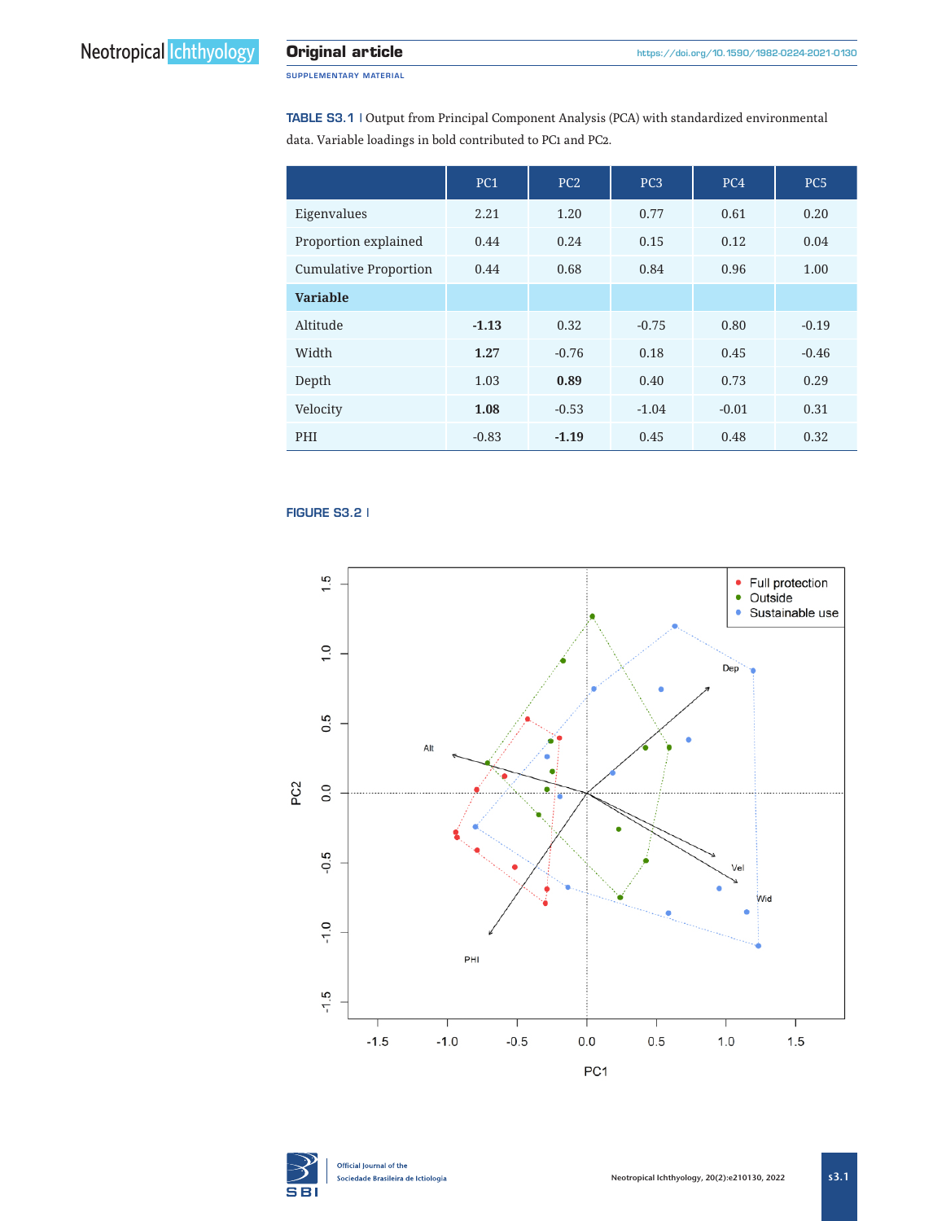**TABLE S3.1** | Output from Principal Component Analysis (PCA) with standardized environmental data. Variable loadings in bold contributed to PC1 and PC2.

| | PC1 | PC2 | PC3 | PC4 | PC5 |
|---|---|---|---|---|---|
| Eigenvalues | 2.21 | 1.20 | 0.77 | 0.61 | 0.20 |
| Proportion explained | 0.44 | 0.24 | 0.15 | 0.12 | 0.04 |
| Cumulative Proportion | 0.44 | 0.68 | 0.84 | 0.96 | 1.00 |
| **Variable** | | | | | |
| Altitude | **-1.13** | 0.32 | -0.75 | 0.80 | -0.19 |
| Width | **1.27** | -0.76 | 0.18 | 0.45 | -0.46 |
| Depth | 1.03 | **0.89** | 0.40 | 0.73 | 0.29 |
| Velocity | **1.08** | -0.53 | -1.04 | -0.01 | 0.31 |
| PHI | -0.83 | **-1.19** | 0.45 | 0.48 | 0.32 |

**FIGURE S3.2** |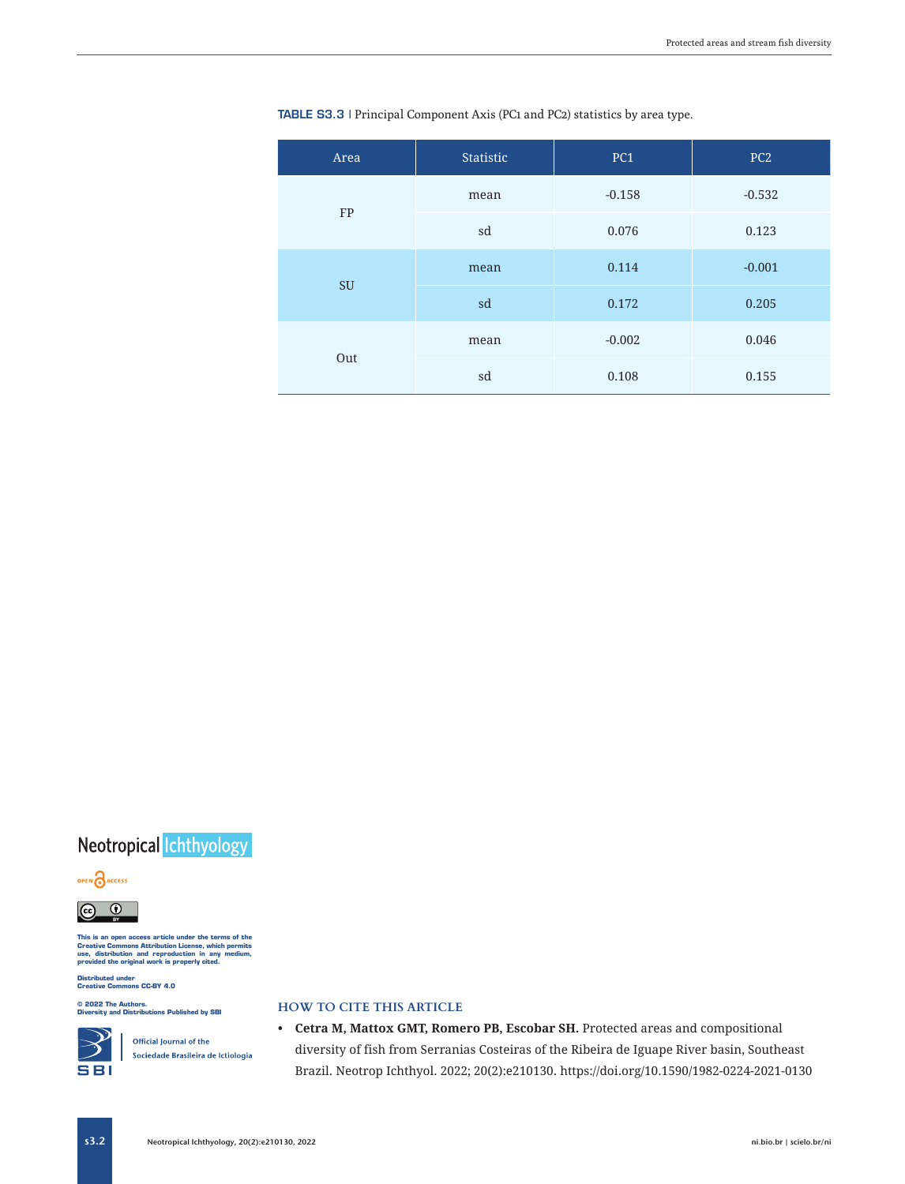**TABLE S3.3** | Principal Component Axis (PC1 and PC2) statistics by area type.

| Area | Statistic | PC1 | PC2 |
|---|---|---|---|
| FP | mean | -0.158 | -0.532 |
| | sd | 0.076 | 0.123 |
| SU | mean | 0.114 | -0.001 |
| | sd | 0.172 | 0.205 |
| Out | mean | -0.002 | 0.046 |
| | sd | 0.108 | 0.155 |

Neotropical Ichthyology

OPEN ACCESS

This is an open access article under the terms of the Creative Commons Attribution License, which permits use, distribution and reproduction in any medium, provided the original work is properly cited.

Distributed under Creative Commons CC-BY 4.0

© 2022 The Authors.
Diversity and Distributions Published by SBI

Official Journal of the Sociedade Brasileira de Ictiologia

## HOW TO CITE THIS ARTICLE

- **Cetra M, Mattox GMT, Romero PB, Escobar SH.** Protected areas and compositional diversity of fish from Serranias Costeiras of the Ribeira de Iguape River basin, Southeast Brazil. Neotrop Ichthyol. 2022; 20(2):e210130. https://doi.org/10.1590/1982-0224-2021-0130